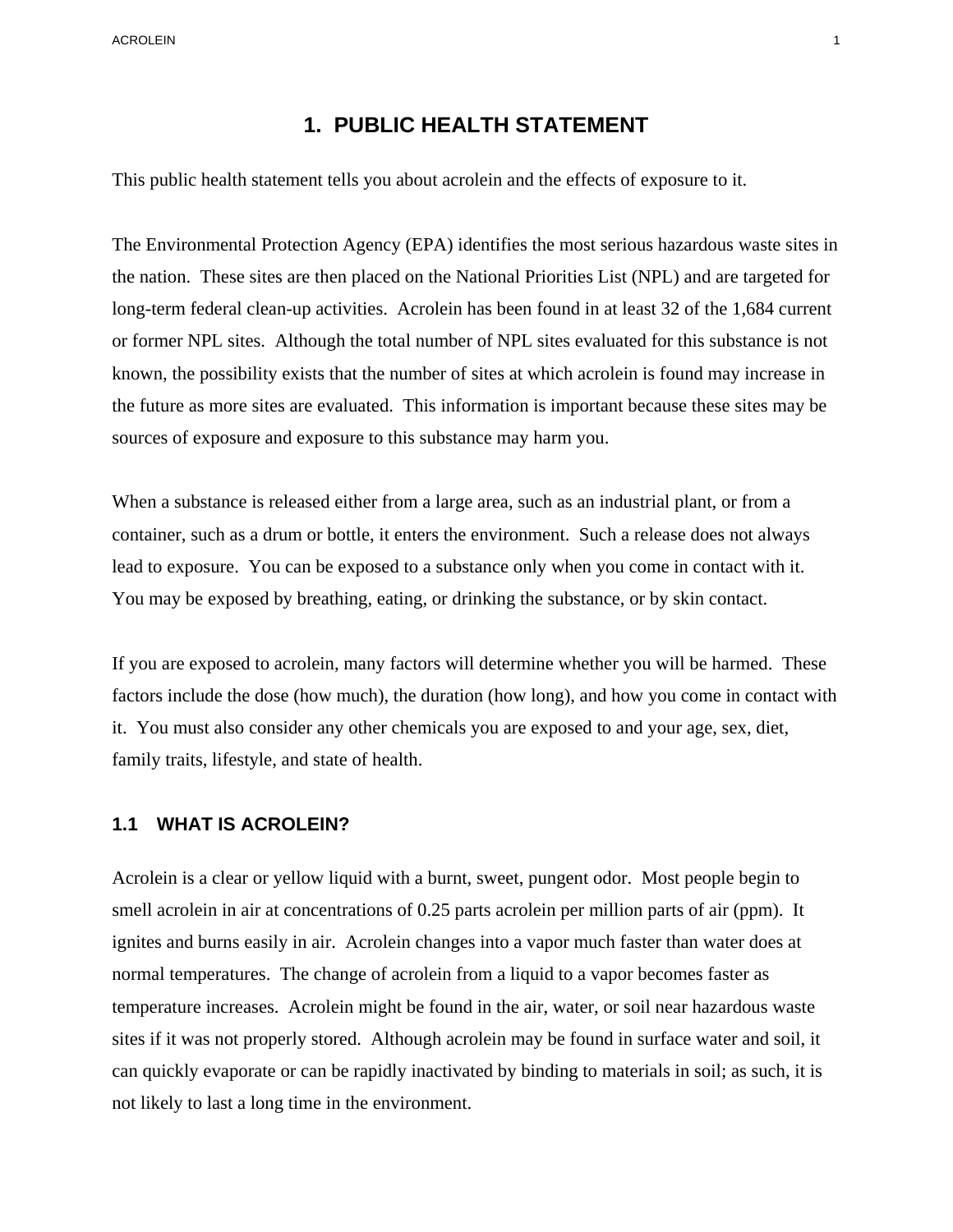# 1. PUBLIC HEALTH STATEMENT

This public health statement tells you about acrolein and the effects of exposure to it.

The Environmental Protection Agency (EPA) identifies the most serious hazardous waste sites in the nation. These sites are then placed on the National Priorities List (NPL) and are targeted for long-term federal clean-up activities. Acrolein has been found in at least 32 of the 1,684 current or former NPL sites. Although the total number of NPL sites evaluated for this substance is not known, the possibility exists that the number of sites at which acrolein is found may increase in the future as more sites are evaluated. This information is important because these sites may be sources of exposure and exposure to this substance may harm you.

When a substance is released either from a large area, such as an industrial plant, or from a container, such as a drum or bottle, it enters the environment. Such a release does not always lead to exposure. You can be exposed to a substance only when you come in contact with it. You may be exposed by breathing, eating, or drinking the substance, or by skin contact.

If you are exposed to acrolein, many factors will determine whether you will be harmed. These factors include the dose (how much), the duration (how long), and how you come in contact with it. You must also consider any other chemicals you are exposed to and your age, sex, diet, family traits, lifestyle, and state of health.

## 1.1 WHAT IS ACROLEIN?

Acrolein is a clear or yellow liquid with a burnt, sweet, pungent odor. Most people begin to smell acrolein in air at concentrations of 0.25 parts acrolein per million parts of air (ppm). It ignites and burns easily in air. Acrolein changes into a vapor much faster than water does at normal temperatures. The change of acrolein from a liquid to a vapor becomes faster as temperature increases. Acrolein might be found in the air, water, or soil near hazardous waste sites if it was not properly stored. Although acrolein may be found in surface water and soil, it can quickly evaporate or can be rapidly inactivated by binding to materials in soil; as such, it is not likely to last a long time in the environment.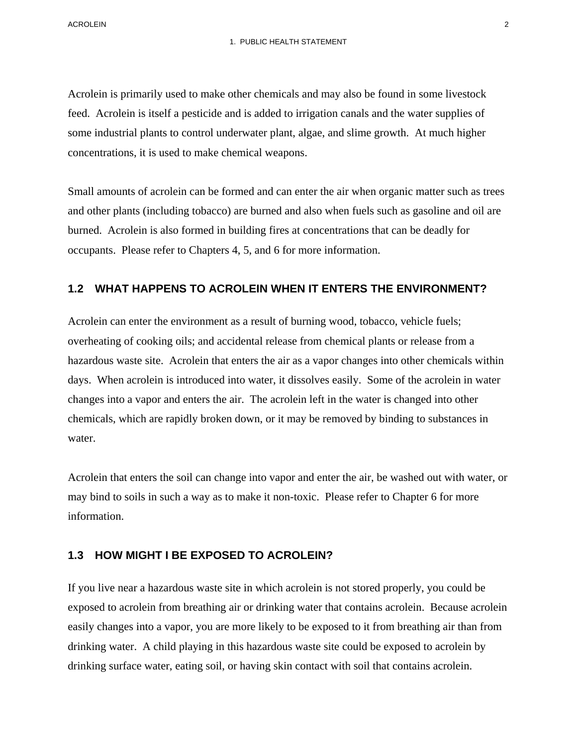Acrolein is primarily used to make other chemicals and may also be found in some livestock feed. Acrolein is itself a pesticide and is added to irrigation canals and the water supplies of some industrial plants to control underwater plant, algae, and slime growth. At much higher concentrations, it is used to make chemical weapons.

Small amounts of acrolein can be formed and can enter the air when organic matter such as trees and other plants (including tobacco) are burned and also when fuels such as gasoline and oil are burned. Acrolein is also formed in building fires at concentrations that can be deadly for occupants. Please refer to Chapters 4, 5, and 6 for more information.

## 1.2 WHAT HAPPENS TO ACROLEIN WHEN IT ENTERS THE ENVIRONMENT?

Acrolein can enter the environment as a result of burning wood, tobacco, vehicle fuels; overheating of cooking oils; and accidental release from chemical plants or release from a hazardous waste site. Acrolein that enters the air as a vapor changes into other chemicals within days. When acrolein is introduced into water, it dissolves easily. Some of the acrolein in water changes into a vapor and enters the air. The acrolein left in the water is changed into other chemicals, which are rapidly broken down, or it may be removed by binding to substances in water.

Acrolein that enters the soil can change into vapor and enter the air, be washed out with water, or may bind to soils in such a way as to make it non-toxic. Please refer to Chapter 6 for more information.

## 1.3 HOW MIGHT I BE EXPOSED TO ACROLEIN?

If you live near a hazardous waste site in which acrolein is not stored properly, you could be exposed to acrolein from breathing air or drinking water that contains acrolein. Because acrolein easily changes into a vapor, you are more likely to be exposed to it from breathing air than from drinking water. A child playing in this hazardous waste site could be exposed to acrolein by drinking surface water, eating soil, or having skin contact with soil that contains acrolein.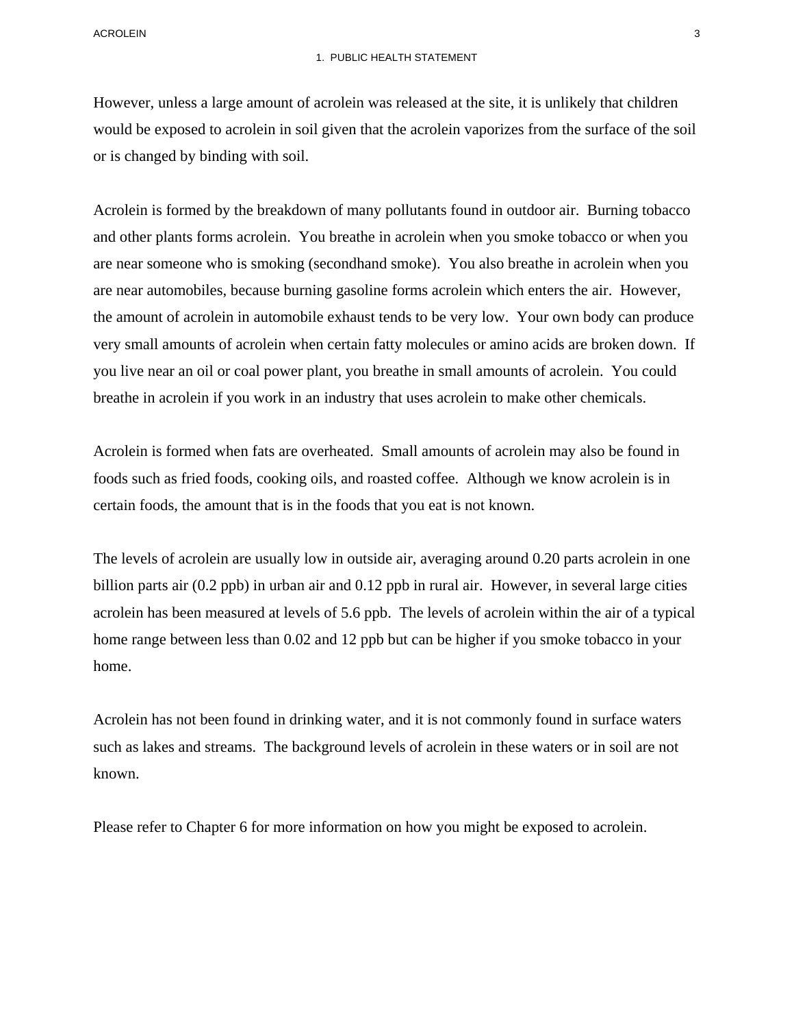However, unless a large amount of acrolein was released at the site, it is unlikely that children would be exposed to acrolein in soil given that the acrolein vaporizes from the surface of the soil or is changed by binding with soil.

Acrolein is formed by the breakdown of many pollutants found in outdoor air. Burning tobacco and other plants forms acrolein. You breathe in acrolein when you smoke tobacco or when you are near someone who is smoking (secondhand smoke). You also breathe in acrolein when you are near automobiles, because burning gasoline forms acrolein which enters the air. However, the amount of acrolein in automobile exhaust tends to be very low. Your own body can produce very small amounts of acrolein when certain fatty molecules or amino acids are broken down. If you live near an oil or coal power plant, you breathe in small amounts of acrolein. You could breathe in acrolein if you work in an industry that uses acrolein to make other chemicals.

Acrolein is formed when fats are overheated. Small amounts of acrolein may also be found in foods such as fried foods, cooking oils, and roasted coffee. Although we know acrolein is in certain foods, the amount that is in the foods that you eat is not known.

The levels of acrolein are usually low in outside air, averaging around 0.20 parts acrolein in one billion parts air (0.2 ppb) in urban air and 0.12 ppb in rural air. However, in several large cities acrolein has been measured at levels of 5.6 ppb. The levels of acrolein within the air of a typical home range between less than 0.02 and 12 ppb but can be higher if you smoke tobacco in your home.

Acrolein has not been found in drinking water, and it is not commonly found in surface waters such as lakes and streams. The background levels of acrolein in these waters or in soil are not known.

Please refer to Chapter 6 for more information on how you might be exposed to acrolein.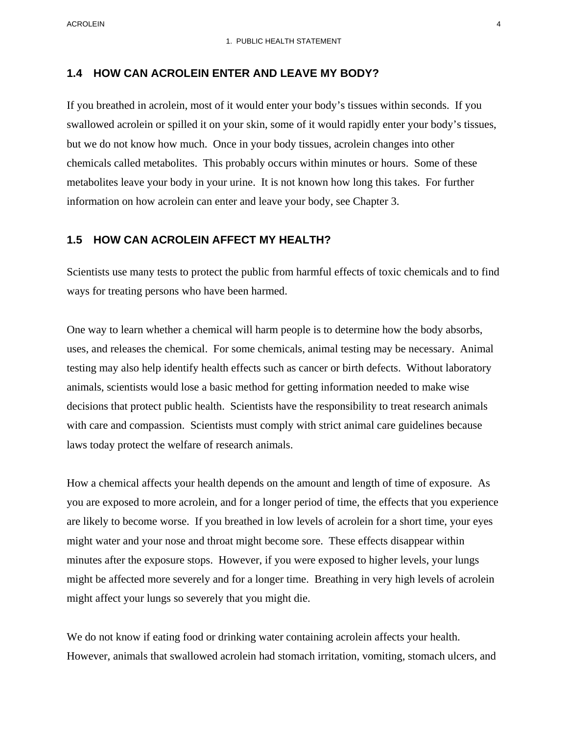## 1.4 HOW CAN ACROLEIN ENTER AND LEAVE MY BODY?

If you breathed in acrolein, most of it would enter your body's tissues within seconds. If you swallowed acrolein or spilled it on your skin, some of it would rapidly enter your body's tissues, but we do not know how much. Once in your body tissues, acrolein changes into other chemicals called metabolites. This probably occurs within minutes or hours. Some of these metabolites leave your body in your urine. It is not known how long this takes. For further information on how acrolein can enter and leave your body, see Chapter 3.

## 1.5 HOW CAN ACROLEIN AFFECT MY HEALTH?

Scientists use many tests to protect the public from harmful effects of toxic chemicals and to find ways for treating persons who have been harmed.

One way to learn whether a chemical will harm people is to determine how the body absorbs, uses, and releases the chemical. For some chemicals, animal testing may be necessary. Animal testing may also help identify health effects such as cancer or birth defects. Without laboratory animals, scientists would lose a basic method for getting information needed to make wise decisions that protect public health. Scientists have the responsibility to treat research animals with care and compassion. Scientists must comply with strict animal care guidelines because laws today protect the welfare of research animals.

How a chemical affects your health depends on the amount and length of time of exposure. As you are exposed to more acrolein, and for a longer period of time, the effects that you experience are likely to become worse. If you breathed in low levels of acrolein for a short time, your eyes might water and your nose and throat might become sore. These effects disappear within minutes after the exposure stops. However, if you were exposed to higher levels, your lungs might be affected more severely and for a longer time. Breathing in very high levels of acrolein might affect your lungs so severely that you might die.

We do not know if eating food or drinking water containing acrolein affects your health. However, animals that swallowed acrolein had stomach irritation, vomiting, stomach ulcers, and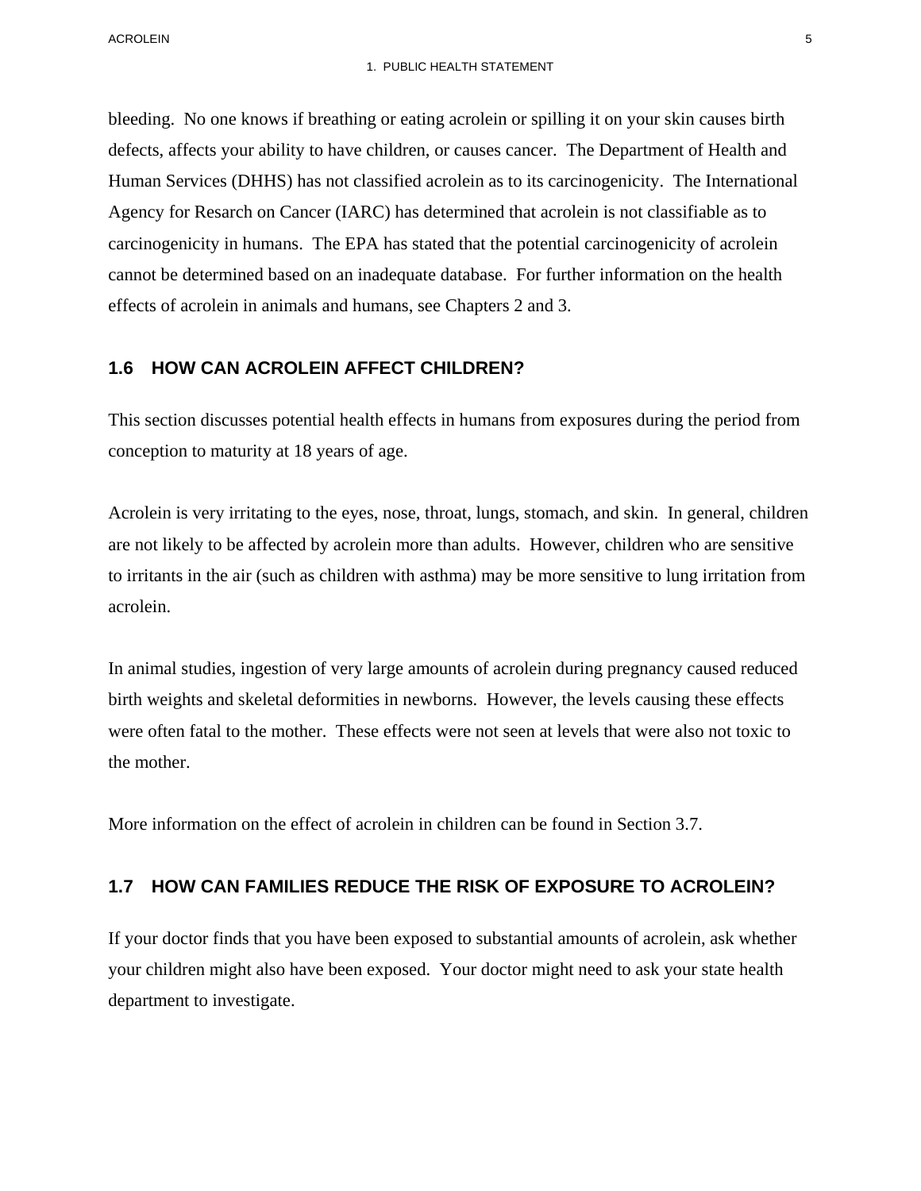bleeding. No one knows if breathing or eating acrolein or spilling it on your skin causes birth defects, affects your ability to have children, or causes cancer. The Department of Health and Human Services (DHHS) has not classified acrolein as to its carcinogenicity. The International Agency for Resarch on Cancer (IARC) has determined that acrolein is not classifiable as to carcinogenicity in humans. The EPA has stated that the potential carcinogenicity of acrolein cannot be determined based on an inadequate database. For further information on the health effects of acrolein in animals and humans, see Chapters 2 and 3.

## 1.6 HOW CAN ACROLEIN AFFECT CHILDREN?

This section discusses potential health effects in humans from exposures during the period from conception to maturity at 18 years of age.

Acrolein is very irritating to the eyes, nose, throat, lungs, stomach, and skin. In general, children are not likely to be affected by acrolein more than adults. However, children who are sensitive to irritants in the air (such as children with asthma) may be more sensitive to lung irritation from acrolein.

In animal studies, ingestion of very large amounts of acrolein during pregnancy caused reduced birth weights and skeletal deformities in newborns. However, the levels causing these effects were often fatal to the mother. These effects were not seen at levels that were also not toxic to the mother.

More information on the effect of acrolein in children can be found in Section 3.7.

## 1.7 HOW CAN FAMILIES REDUCE THE RISK OF EXPOSURE TO ACROLEIN?

If your doctor finds that you have been exposed to substantial amounts of acrolein, ask whether your children might also have been exposed. Your doctor might need to ask your state health department to investigate.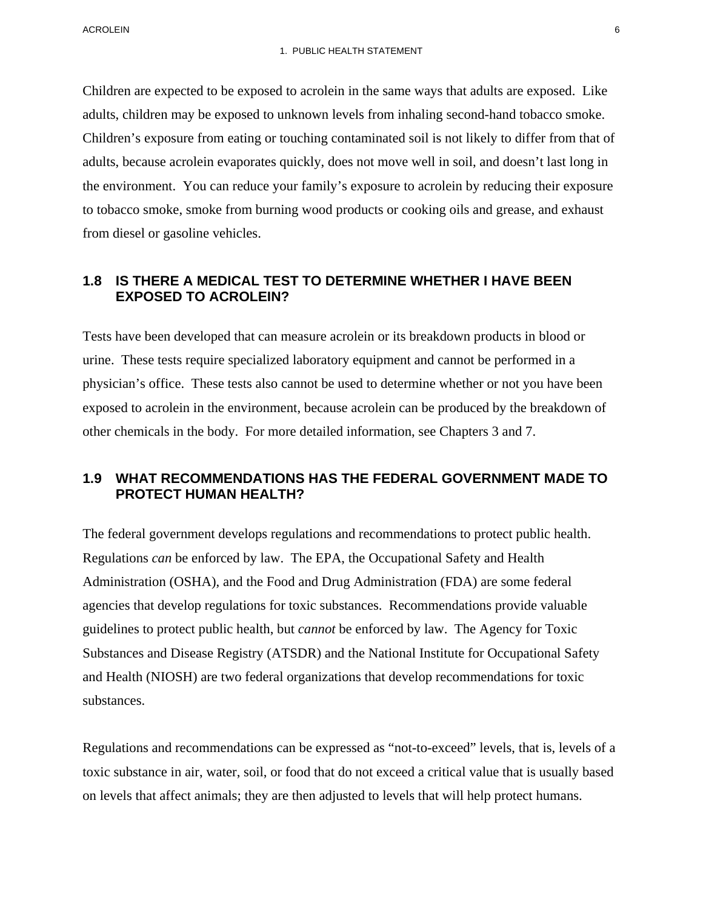Children are expected to be exposed to acrolein in the same ways that adults are exposed. Like adults, children may be exposed to unknown levels from inhaling second-hand tobacco smoke. Children's exposure from eating or touching contaminated soil is not likely to differ from that of adults, because acrolein evaporates quickly, does not move well in soil, and doesn't last long in the environment. You can reduce your family's exposure to acrolein by reducing their exposure to tobacco smoke, smoke from burning wood products or cooking oils and grease, and exhaust from diesel or gasoline vehicles.

## 1.8 IS THERE A MEDICAL TEST TO DETERMINE WHETHER I HAVE BEEN EXPOSED TO ACROLEIN?

Tests have been developed that can measure acrolein or its breakdown products in blood or urine. These tests require specialized laboratory equipment and cannot be performed in a physician's office. These tests also cannot be used to determine whether or not you have been exposed to acrolein in the environment, because acrolein can be produced by the breakdown of other chemicals in the body. For more detailed information, see Chapters 3 and 7.

## 1.9 WHAT RECOMMENDATIONS HAS THE FEDERAL GOVERNMENT MADE TO PROTECT HUMAN HEALTH?

The federal government develops regulations and recommendations to protect public health. Regulations *can* be enforced by law. The EPA, the Occupational Safety and Health Administration (OSHA), and the Food and Drug Administration (FDA) are some federal agencies that develop regulations for toxic substances. Recommendations provide valuable guidelines to protect public health, but *cannot* be enforced by law. The Agency for Toxic Substances and Disease Registry (ATSDR) and the National Institute for Occupational Safety and Health (NIOSH) are two federal organizations that develop recommendations for toxic substances.

Regulations and recommendations can be expressed as "not-to-exceed" levels, that is, levels of a toxic substance in air, water, soil, or food that do not exceed a critical value that is usually based on levels that affect animals; they are then adjusted to levels that will help protect humans.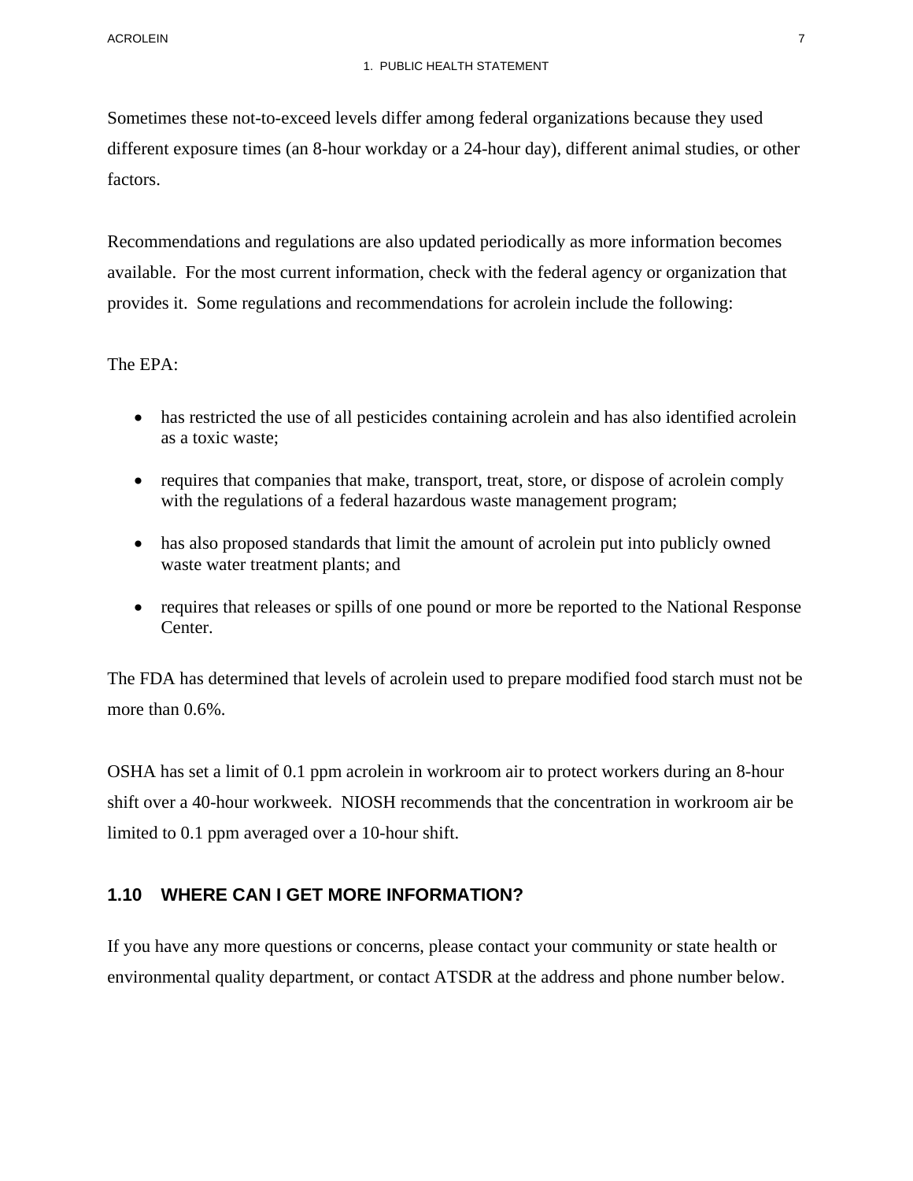Sometimes these not-to-exceed levels differ among federal organizations because they used different exposure times (an 8-hour workday or a 24-hour day), different animal studies, or other factors.

Recommendations and regulations are also updated periodically as more information becomes available. For the most current information, check with the federal agency or organization that provides it. Some regulations and recommendations for acrolein include the following:

The EPA:

- has restricted the use of all pesticides containing acrolein and has also identified acrolein as a toxic waste;
- requires that companies that make, transport, treat, store, or dispose of acrolein comply with the regulations of a federal hazardous waste management program;
- has also proposed standards that limit the amount of acrolein put into publicly owned waste water treatment plants; and
- requires that releases or spills of one pound or more be reported to the National Response Center.

The FDA has determined that levels of acrolein used to prepare modified food starch must not be more than 0.6%.

OSHA has set a limit of 0.1 ppm acrolein in workroom air to protect workers during an 8-hour shift over a 40-hour workweek. NIOSH recommends that the concentration in workroom air be limited to 0.1 ppm averaged over a 10-hour shift.

## 1.10 WHERE CAN I GET MORE INFORMATION?

If you have any more questions or concerns, please contact your community or state health or environmental quality department, or contact ATSDR at the address and phone number below.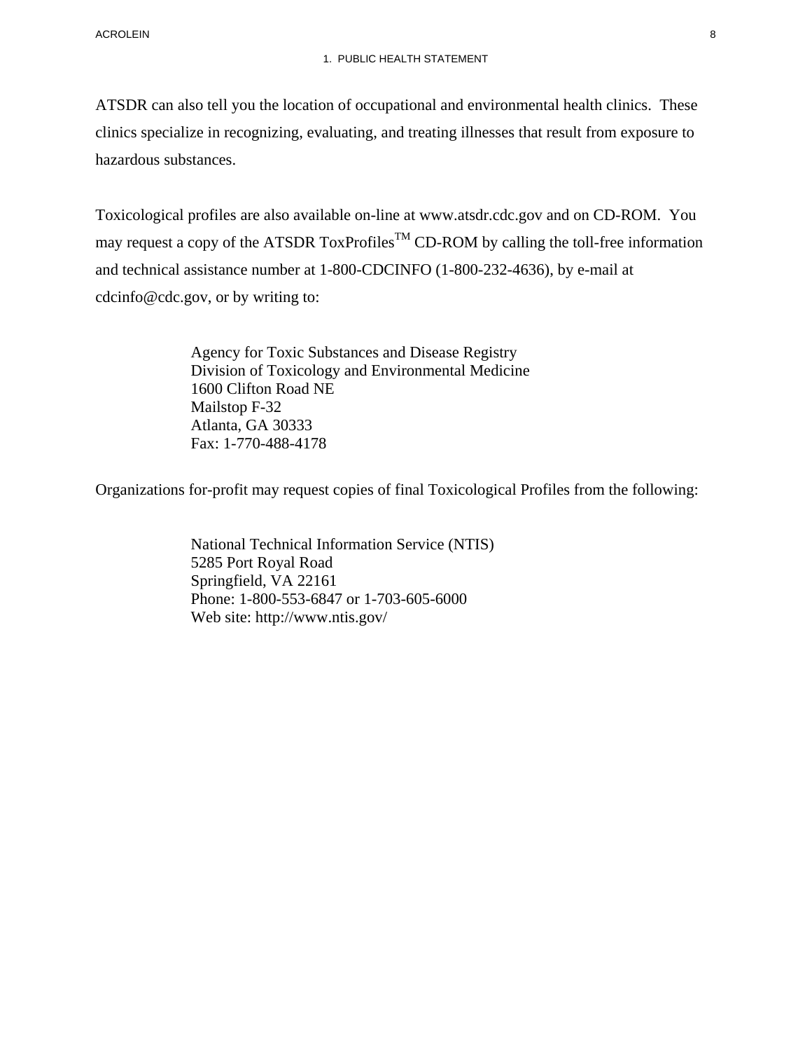ATSDR can also tell you the location of occupational and environmental health clinics. These clinics specialize in recognizing, evaluating, and treating illnesses that result from exposure to hazardous substances.

Toxicological profiles are also available on-line at www.atsdr.cdc.gov and on CD-ROM. You may request a copy of the ATSDR ToxProfiles™ CD-ROM by calling the toll-free information and technical assistance number at 1-800-CDCINFO (1-800-232-4636), by e-mail at cdcinfo@cdc.gov, or by writing to:

> Agency for Toxic Substances and Disease Registry  
> Division of Toxicology and Environmental Medicine  
> 1600 Clifton Road NE  
> Mailstop F-32  
> Atlanta, GA 30333  
> Fax: 1-770-488-4178

Organizations for-profit may request copies of final Toxicological Profiles from the following:

> National Technical Information Service (NTIS)  
> 5285 Port Royal Road  
> Springfield, VA 22161  
> Phone: 1-800-553-6847 or 1-703-605-6000  
> Web site: http://www.ntis.gov/